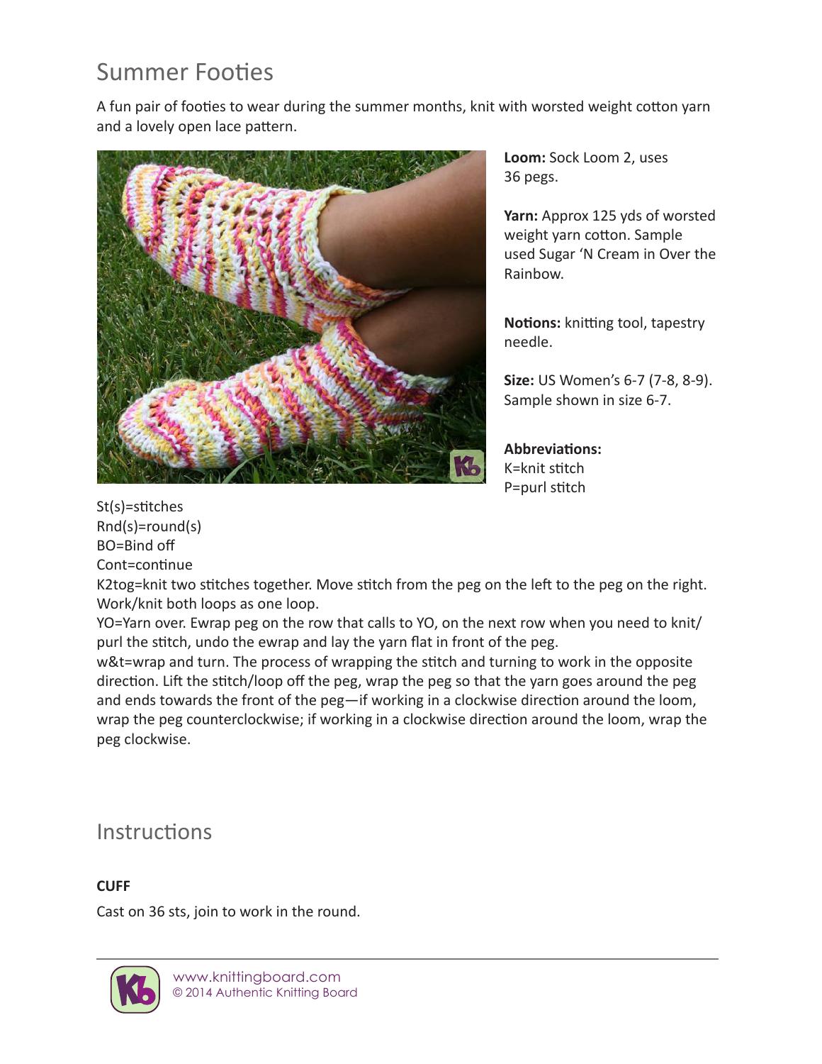# Summer Footies

A fun pair of footies to wear during the summer months, knit with worsted weight cotton yarn and a lovely open lace pattern.

**Loom:** Sock Loom 2, uses 36 pegs.

**Yarn:** Approx 125 yds of worsted weight yarn cotton. Sample used Sugar 'N Cream in Over the Rainbow.

**Notions:** knitting tool, tapestry needle.

**Size:** US Women's 6-7 (7-8, 8-9). Sample shown in size 6-7.

**Abbreviations:**
K=knit stitch
P=purl stitch
St(s)=stitches
Rnd(s)=round(s)
BO=Bind off
Cont=continue
K2tog=knit two stitches together. Move stitch from the peg on the left to the peg on the right. Work/knit both loops as one loop.
YO=Yarn over. Ewrap peg on the row that calls to YO, on the next row when you need to knit/purl the stitch, undo the ewrap and lay the yarn flat in front of the peg.
w&t=wrap and turn. The process of wrapping the stitch and turning to work in the opposite direction. Lift the stitch/loop off the peg, wrap the peg so that the yarn goes around the peg and ends towards the front of the peg—if working in a clockwise direction around the loom, wrap the peg counterclockwise; if working in a clockwise direction around the loom, wrap the peg clockwise.

## Instructions

**CUFF**

Cast on 36 sts, join to work in the round.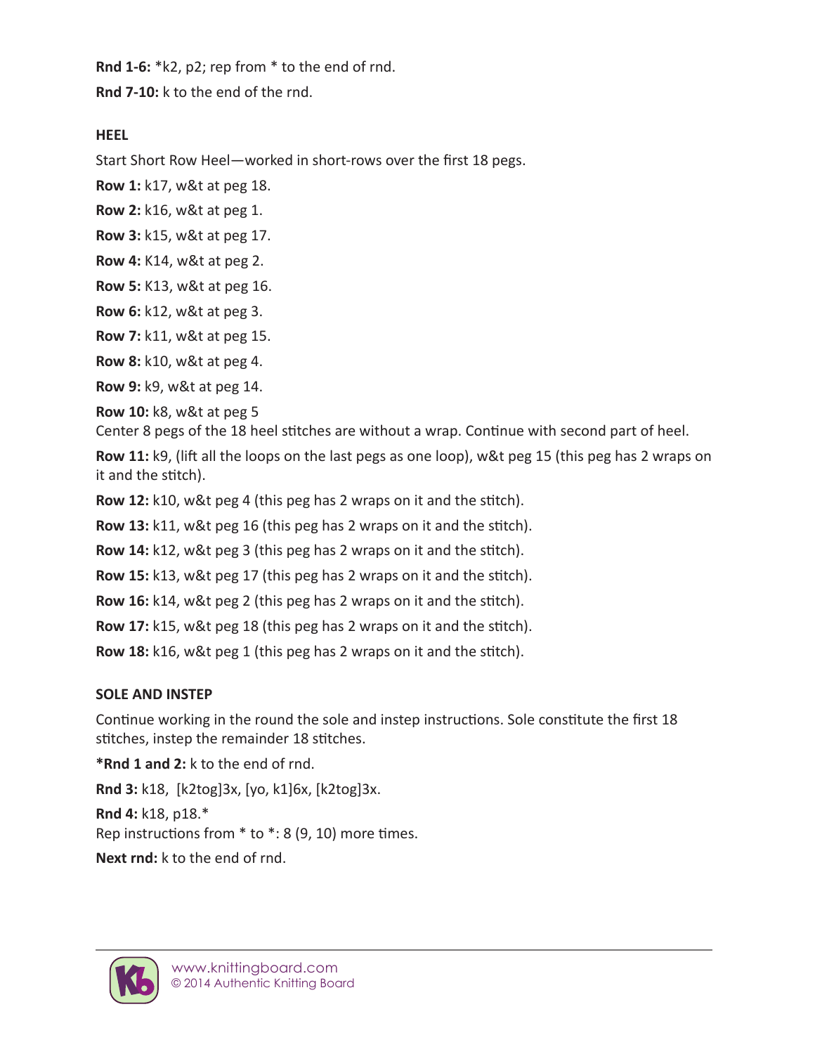**Rnd 1-6:** *k2, p2; rep from * to the end of rnd.

**Rnd 7-10:** k to the end of the rnd.

### HEEL

Start Short Row Heel—worked in short-rows over the first 18 pegs.

**Row 1:** k17, w&t at peg 18.

**Row 2:** k16, w&t at peg 1.

**Row 3:** k15, w&t at peg 17.

**Row 4:** K14, w&t at peg 2.

**Row 5:** K13, w&t at peg 16.

**Row 6:** k12, w&t at peg 3.

**Row 7:** k11, w&t at peg 15.

**Row 8:** k10, w&t at peg 4.

**Row 9:** k9, w&t at peg 14.

**Row 10:** k8, w&t at peg 5
Center 8 pegs of the 18 heel stitches are without a wrap. Continue with second part of heel.

**Row 11:** k9, (lift all the loops on the last pegs as one loop), w&t peg 15 (this peg has 2 wraps on it and the stitch).

**Row 12:** k10, w&t peg 4 (this peg has 2 wraps on it and the stitch).

**Row 13:** k11, w&t peg 16 (this peg has 2 wraps on it and the stitch).

**Row 14:** k12, w&t peg 3 (this peg has 2 wraps on it and the stitch).

**Row 15:** k13, w&t peg 17 (this peg has 2 wraps on it and the stitch).

**Row 16:** k14, w&t peg 2 (this peg has 2 wraps on it and the stitch).

**Row 17:** k15, w&t peg 18 (this peg has 2 wraps on it and the stitch).

**Row 18:** k16, w&t peg 1 (this peg has 2 wraps on it and the stitch).

### SOLE AND INSTEP

Continue working in the round the sole and instep instructions. Sole constitute the first 18 stitches, instep the remainder 18 stitches.

***Rnd 1 and 2:** k to the end of rnd.

**Rnd 3:** k18, [k2tog]3x, [yo, k1]6x, [k2tog]3x.

**Rnd 4:** k18, p18.*
Rep instructions from * to *: 8 (9, 10) more times.

**Next rnd:** k to the end of rnd.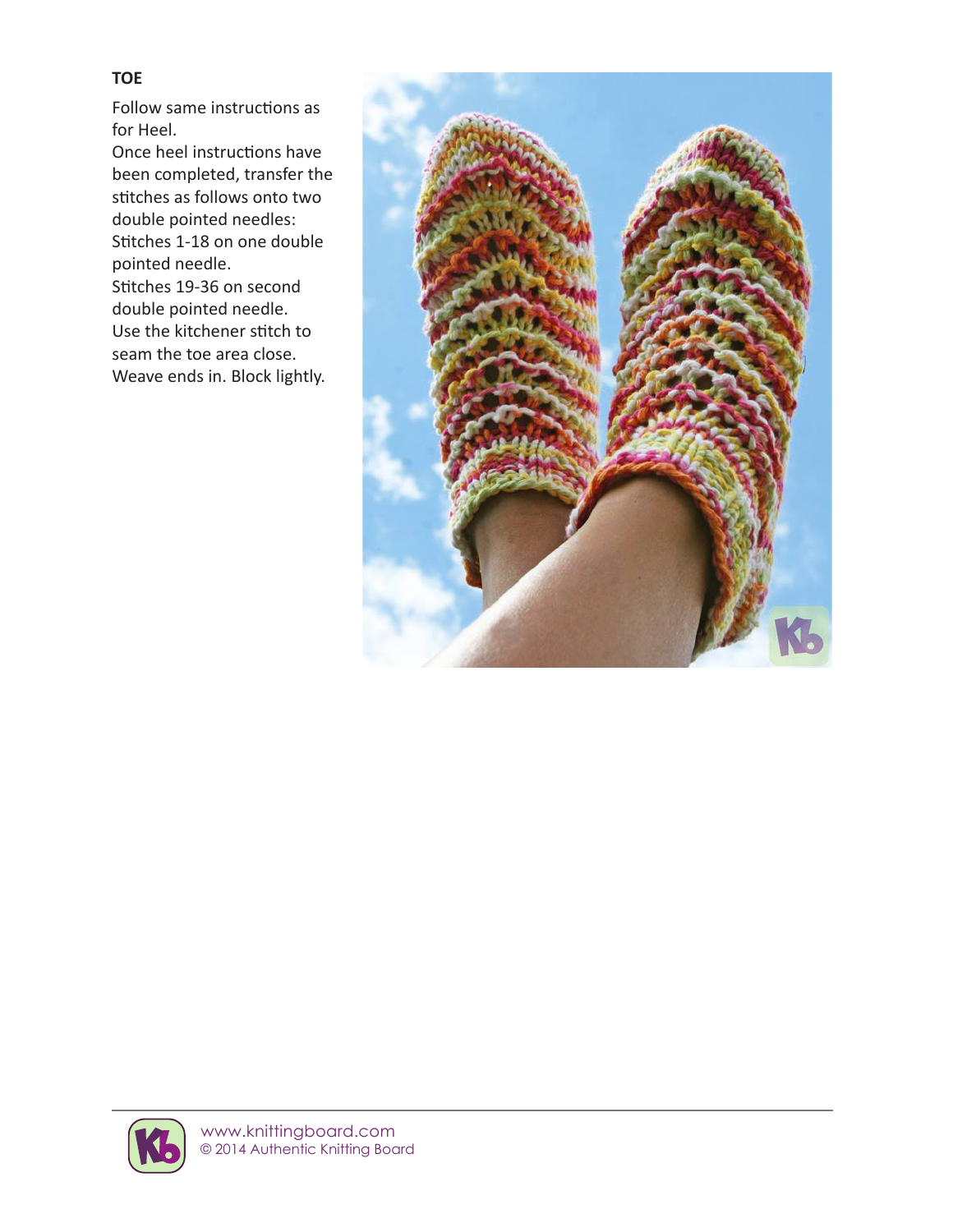### TOE

Follow same instructions as for Heel.
Once heel instructions have been completed, transfer the stitches as follows onto two double pointed needles:
Stitches 1-18 on one double pointed needle.
Stitches 19-36 on second double pointed needle.
Use the kitchener stitch to seam the toe area close.
Weave ends in. Block lightly.